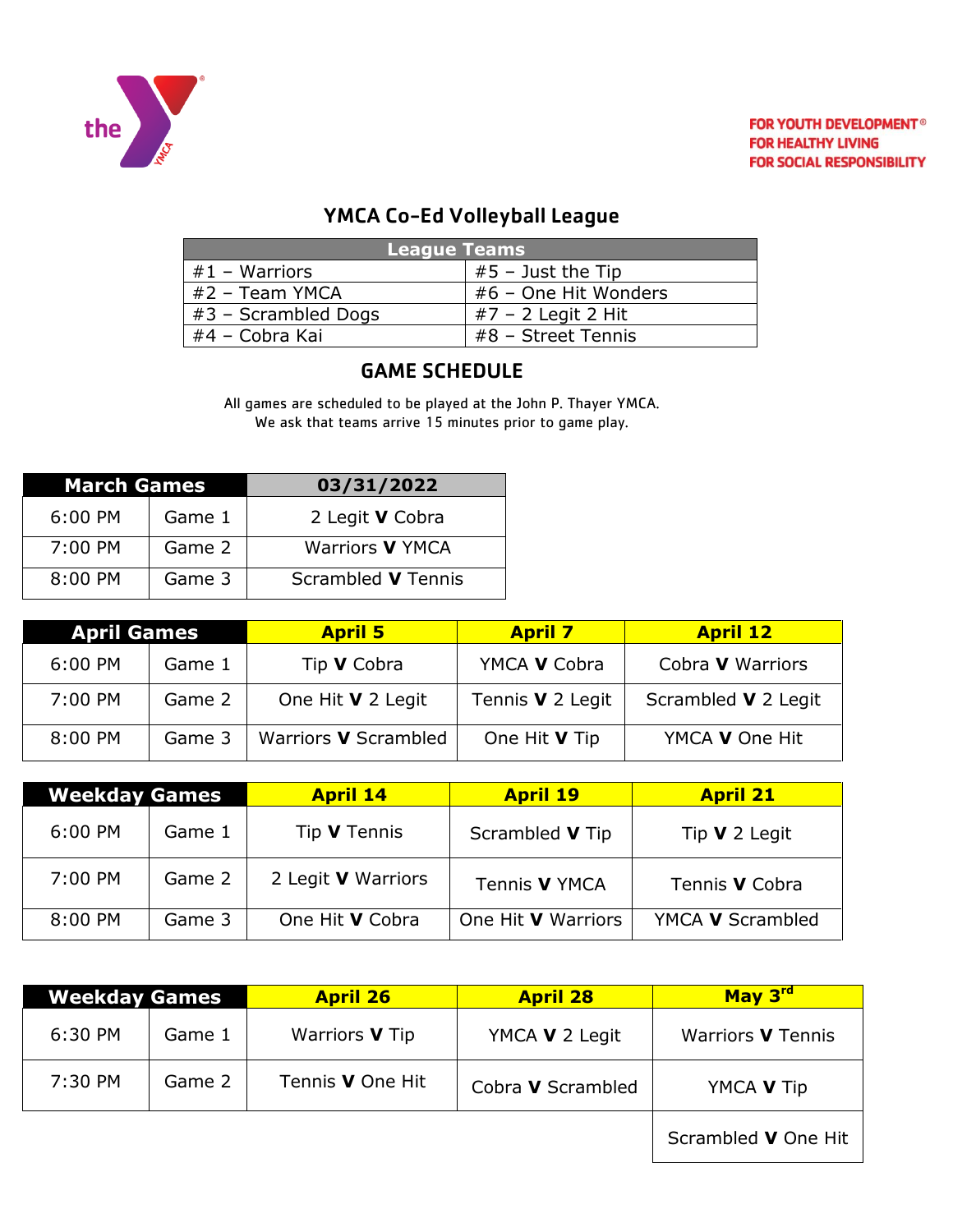the YMCA

FOR YOUTH DEVELOPMENT®
FOR HEALTHY LIVING
FOR SOCIAL RESPONSIBILITY

# YMCA Co-Ed Volleyball League

| League Teams | |
|---|---|
| #1 – Warriors | #5 – Just the Tip |
| #2 – Team YMCA | #6 – One Hit Wonders |
| #3 – Scrambled Dogs | #7 – 2 Legit 2 Hit |
| #4 – Cobra Kai | #8 – Street Tennis |

## GAME SCHEDULE

All games are scheduled to be played at the John P. Thayer YMCA.
We ask that teams arrive 15 minutes prior to game play.

| March Games | | 03/31/2022 |
|---|---|---|
| 6:00 PM | Game 1 | 2 Legit **V** Cobra |
| 7:00 PM | Game 2 | Warriors **V** YMCA |
| 8:00 PM | Game 3 | Scrambled **V** Tennis |

| April Games | | April 5 | April 7 | April 12 |
|---|---|---|---|---|
| 6:00 PM | Game 1 | Tip **V** Cobra | YMCA **V** Cobra | Cobra **V** Warriors |
| 7:00 PM | Game 2 | One Hit **V** 2 Legit | Tennis **V** 2 Legit | Scrambled **V** 2 Legit |
| 8:00 PM | Game 3 | Warriors **V** Scrambled | One Hit **V** Tip | YMCA **V** One Hit |

| Weekday Games | | April 14 | April 19 | April 21 |
|---|---|---|---|---|
| 6:00 PM | Game 1 | Tip **V** Tennis | Scrambled **V** Tip | Tip **V** 2 Legit |
| 7:00 PM | Game 2 | 2 Legit **V** Warriors | Tennis **V** YMCA | Tennis **V** Cobra |
| 8:00 PM | Game 3 | One Hit **V** Cobra | One Hit **V** Warriors | YMCA **V** Scrambled |

| Weekday Games | | April 26 | April 28 | May 3rd |
|---|---|---|---|---|
| 6:30 PM | Game 1 | Warriors **V** Tip | YMCA **V** 2 Legit | Warriors **V** Tennis |
| 7:30 PM | Game 2 | Tennis **V** One Hit | Cobra **V** Scrambled | YMCA **V** Tip |
| | | | | Scrambled **V** One Hit |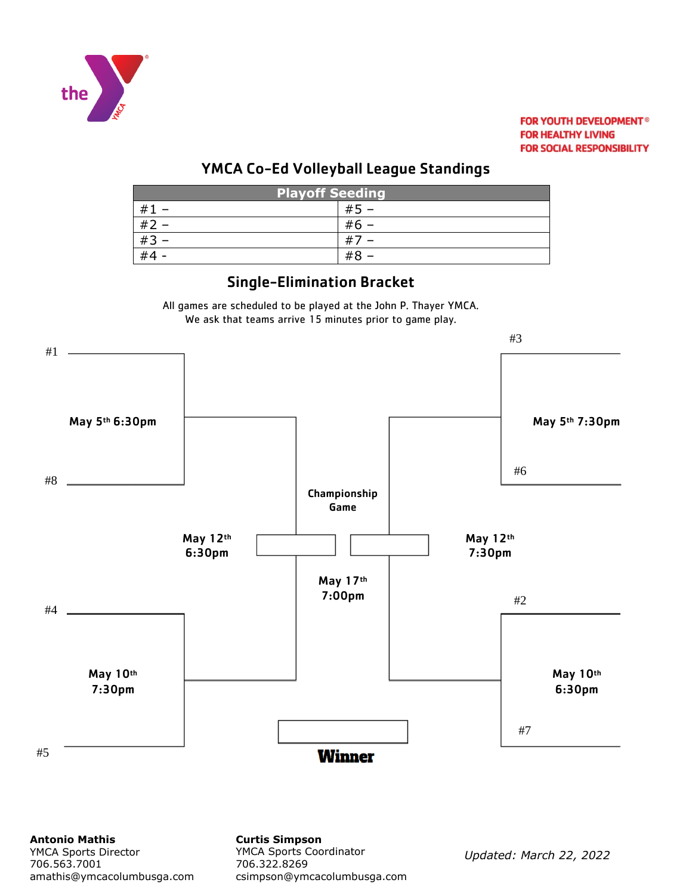FOR YOUTH DEVELOPMENT®
FOR HEALTHY LIVING
FOR SOCIAL RESPONSIBILITY

## YMCA Co-Ed Volleyball League Standings

| Playoff Seeding | |
|---|---|
| #1 – | #5 – |
| #2 – | #6 – |
| #3 – | #7 – |
| #4 - | #8 – |

## Single-Elimination Bracket

All games are scheduled to be played at the John P. Thayer YMCA.
We ask that teams arrive 15 minutes prior to game play.

#1

**May 5th 6:30pm**

#8

#3

**May 5th 7:30pm**

#6

**Championship Game**

**May 12th 6:30pm**

**May 12th 7:30pm**

**May 17th 7:00pm**

#4

**May 10th 7:30pm**

#5

#2

**May 10th 6:30pm**

#7

**Winner**

**Antonio Mathis**
YMCA Sports Director
706.563.7001
amathis@ymcacolumbusga.com

**Curtis Simpson**
YMCA Sports Coordinator
706.322.8269
csimpson@ymcacolumbusga.com

*Updated: March 22, 2022*